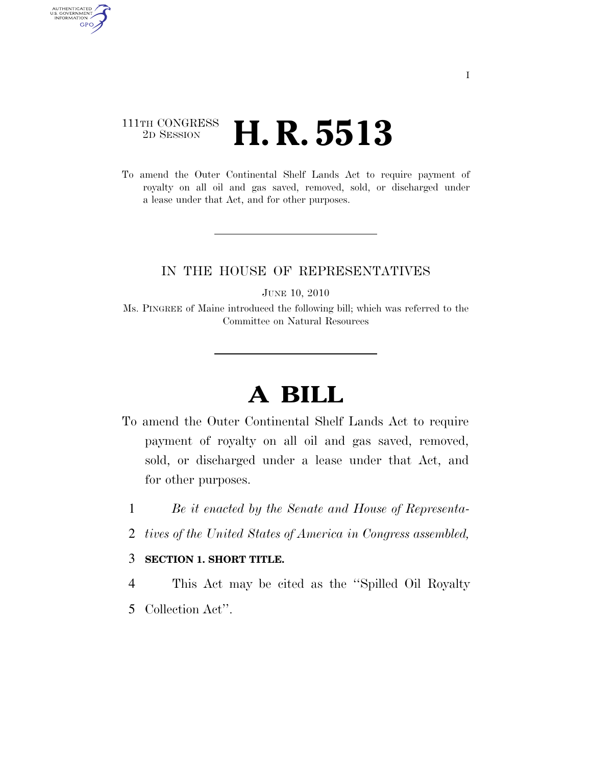111TH CONGRESS
2D SESSION

# H. R. 5513

To amend the Outer Continental Shelf Lands Act to require payment of royalty on all oil and gas saved, removed, sold, or discharged under a lease under that Act, and for other purposes.

IN THE HOUSE OF REPRESENTATIVES

JUNE 10, 2010

Ms. PINGREE of Maine introduced the following bill; which was referred to the Committee on Natural Resources

# A BILL

To amend the Outer Continental Shelf Lands Act to require payment of royalty on all oil and gas saved, removed, sold, or discharged under a lease under that Act, and for other purposes.

1 *Be it enacted by the Senate and House of Representa-*
2 *tives of the United States of America in Congress assembled,*

3 **SECTION 1. SHORT TITLE.**

4 This Act may be cited as the "Spilled Oil Royalty
5 Collection Act".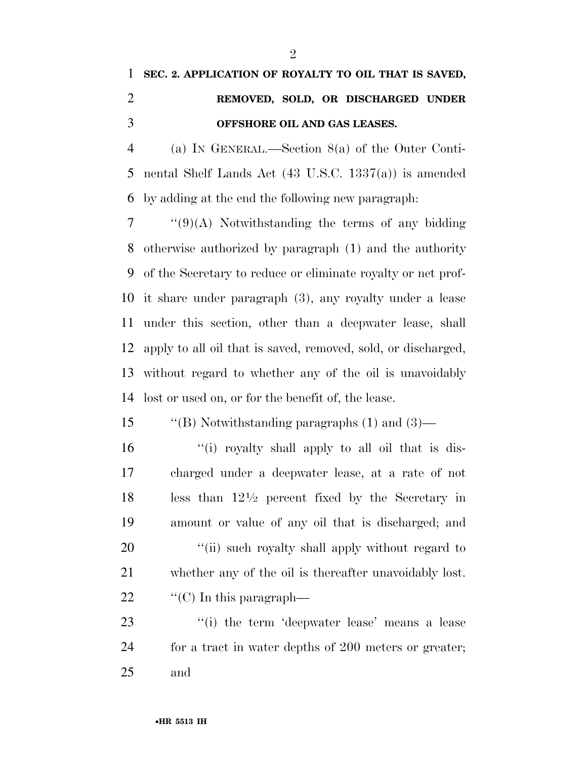**SEC. 2. APPLICATION OF ROYALTY TO OIL THAT IS SAVED, REMOVED, SOLD, OR DISCHARGED UNDER OFFSHORE OIL AND GAS LEASES.**

(a) IN GENERAL.—Section 8(a) of the Outer Continental Shelf Lands Act (43 U.S.C. 1337(a)) is amended by adding at the end the following new paragraph:

"(9)(A) Notwithstanding the terms of any bidding otherwise authorized by paragraph (1) and the authority of the Secretary to reduce or eliminate royalty or net profit share under paragraph (3), any royalty under a lease under this section, other than a deepwater lease, shall apply to all oil that is saved, removed, sold, or discharged, without regard to whether any of the oil is unavoidably lost or used on, or for the benefit of, the lease.

"(B) Notwithstanding paragraphs (1) and (3)—

"(i) royalty shall apply to all oil that is discharged under a deepwater lease, at a rate of not less than 12½ percent fixed by the Secretary in amount or value of any oil that is discharged; and

"(ii) such royalty shall apply without regard to whether any of the oil is thereafter unavoidably lost.

"(C) In this paragraph—

"(i) the term 'deepwater lease' means a lease for a tract in water depths of 200 meters or greater; and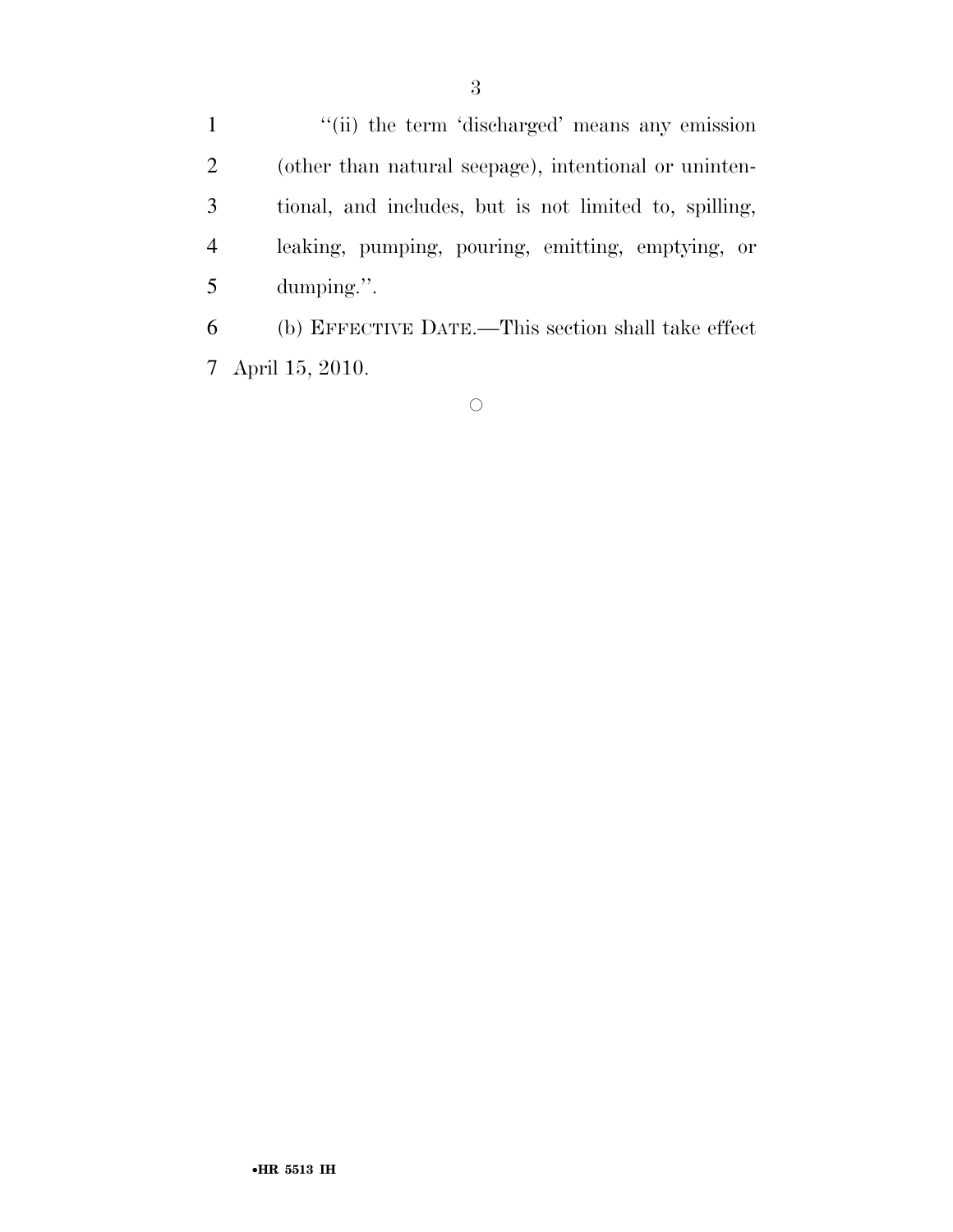''(ii) the term 'discharged' means any emission (other than natural seepage), intentional or unintentional, and includes, but is not limited to, spilling, leaking, pumping, pouring, emitting, emptying, or dumping.''.

(b) EFFECTIVE DATE.—This section shall take effect April 15, 2010.

○